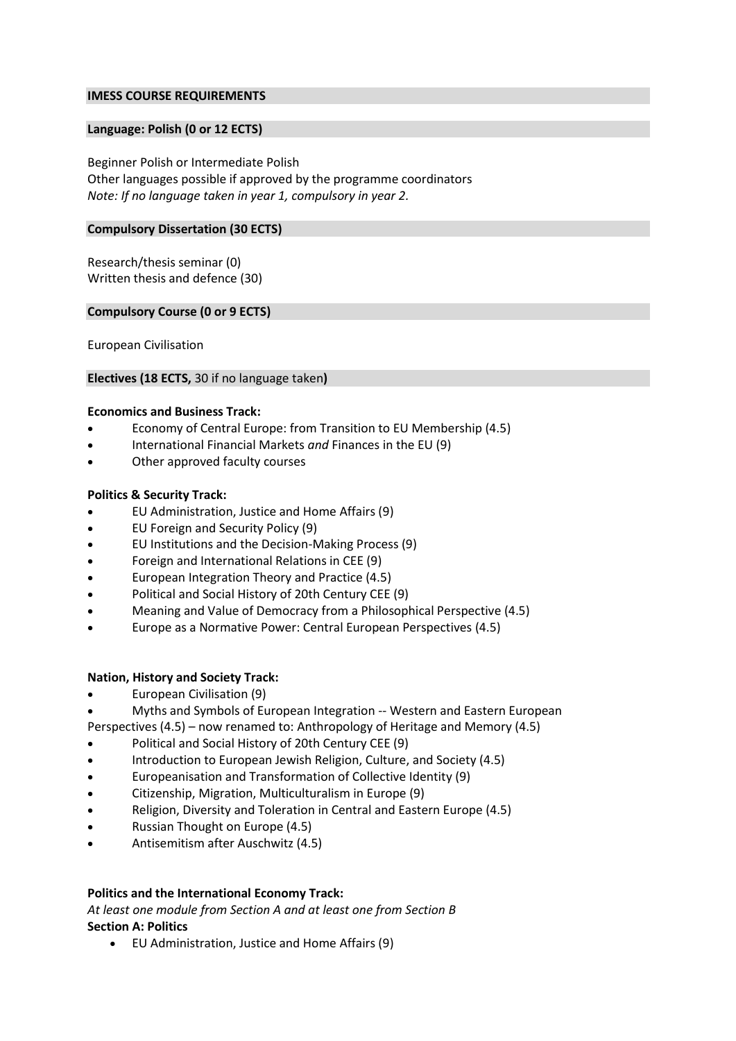## IMESS COURSE REQUIREMENTS

### Language: Polish (0 or 12 ECTS)

Beginner Polish or Intermediate Polish
Other languages possible if approved by the programme coordinators
*Note: If no language taken in year 1, compulsory in year 2.*

### Compulsory Dissertation (30 ECTS)

Research/thesis seminar (0)
Written thesis and defence (30)

### Compulsory Course (0 or 9 ECTS)

European Civilisation

### Electives (18 ECTS, 30 if no language taken)

**Economics and Business Track:**

- Economy of Central Europe: from Transition to EU Membership (4.5)
- International Financial Markets *and* Finances in the EU (9)
- Other approved faculty courses

**Politics & Security Track:**

- EU Administration, Justice and Home Affairs (9)
- EU Foreign and Security Policy (9)
- EU Institutions and the Decision-Making Process (9)
- Foreign and International Relations in CEE (9)
- European Integration Theory and Practice (4.5)
- Political and Social History of 20th Century CEE (9)
- Meaning and Value of Democracy from a Philosophical Perspective (4.5)
- Europe as a Normative Power: Central European Perspectives (4.5)

**Nation, History and Society Track:**

- European Civilisation (9)
- Myths and Symbols of European Integration -- Western and Eastern European Perspectives (4.5) – now renamed to: Anthropology of Heritage and Memory (4.5)
- Political and Social History of 20th Century CEE (9)
- Introduction to European Jewish Religion, Culture, and Society (4.5)
- Europeanisation and Transformation of Collective Identity (9)
- Citizenship, Migration, Multiculturalism in Europe (9)
- Religion, Diversity and Toleration in Central and Eastern Europe (4.5)
- Russian Thought on Europe (4.5)
- Antisemitism after Auschwitz (4.5)

**Politics and the International Economy Track:**

*At least one module from Section A and at least one from Section B*

**Section A: Politics**

- EU Administration, Justice and Home Affairs (9)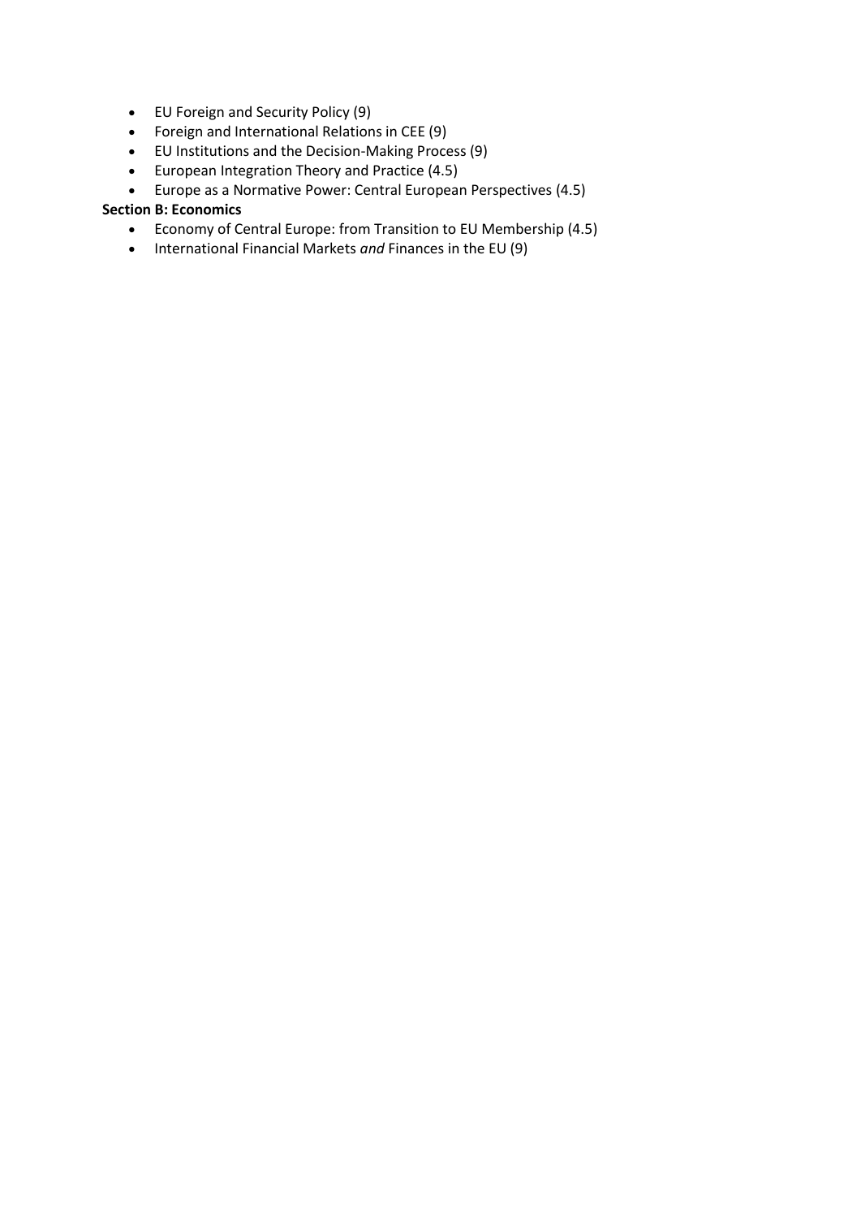- EU Foreign and Security Policy (9)
- Foreign and International Relations in CEE (9)
- EU Institutions and the Decision-Making Process (9)
- European Integration Theory and Practice (4.5)
- Europe as a Normative Power: Central European Perspectives (4.5)

**Section B: Economics**

- Economy of Central Europe: from Transition to EU Membership (4.5)
- International Financial Markets *and* Finances in the EU (9)